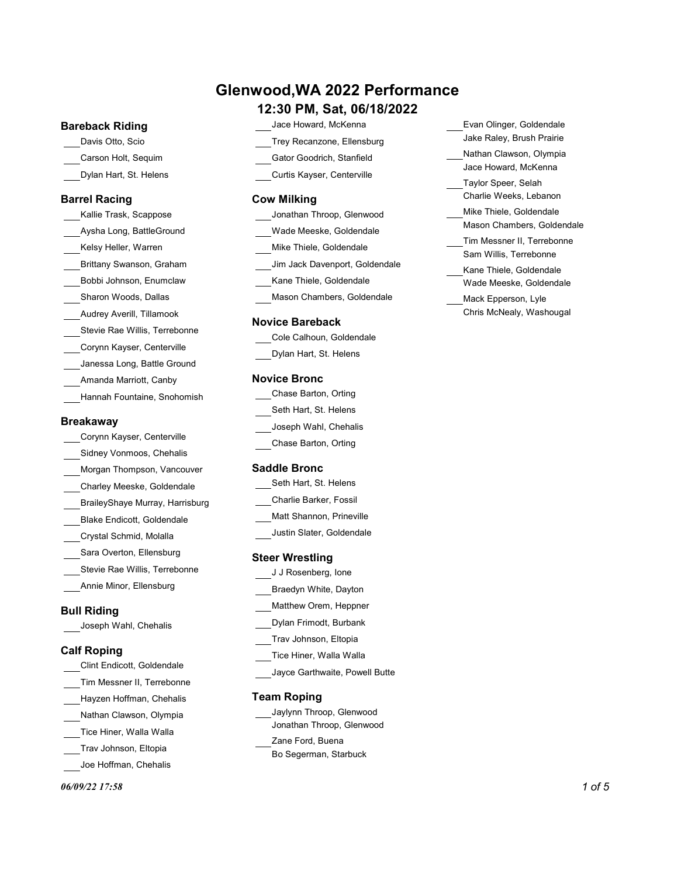# Glenwood,WA 2022 Performance

## 12:30 PM, Sat, 06/18/2022

### Bareback Riding

- ___Davis Otto, Scio
- ___Carson Holt, Sequim
- ___Dylan Hart, St. Helens

### Barrel Racing

- ___Kallie Trask, Scappose
- ___Aysha Long, BattleGround
- ___Kelsy Heller, Warren
- ___Brittany Swanson, Graham
- ___Bobbi Johnson, Enumclaw
- ___Sharon Woods, Dallas
- ___Audrey Averill, Tillamook
- ___Stevie Rae Willis, Terrebonne
- ___Corynn Kayser, Centerville
- ___Janessa Long, Battle Ground
- ___Amanda Marriott, Canby
- ___Hannah Fountaine, Snohomish

### Breakaway

- ___Corynn Kayser, Centerville
- ___Sidney Vonmoos, Chehalis
- ___Morgan Thompson, Vancouver
- ___Charley Meeske, Goldendale
- ___BraileyShaye Murray, Harrisburg
- ___Blake Endicott, Goldendale
- ___Crystal Schmid, Molalla
- ___Sara Overton, Ellensburg
- ___Stevie Rae Willis, Terrebonne
- ___Annie Minor, Ellensburg

### Bull Riding

- ___Joseph Wahl, Chehalis

### Calf Roping

- ___Clint Endicott, Goldendale
- ___Tim Messner II, Terrebonne
- ___Hayzen Hoffman, Chehalis
- ___Nathan Clawson, Olympia
- ___Tice Hiner, Walla Walla
- ___Trav Johnson, Eltopia
- ___Joe Hoffman, Chehalis
- ___Jace Howard, McKenna
- ___Trey Recanzone, Ellensburg
- ___Gator Goodrich, Stanfield
- ___Curtis Kayser, Centerville

### Cow Milking

- ___Jonathan Throop, Glenwood
- ___Wade Meeske, Goldendale
- ___Mike Thiele, Goldendale
- ___Jim Jack Davenport, Goldendale
- ___Kane Thiele, Goldendale
- ___Mason Chambers, Goldendale

### Novice Bareback

- ___Cole Calhoun, Goldendale
- ___Dylan Hart, St. Helens

### Novice Bronc

- ___Chase Barton, Orting
- ___Seth Hart, St. Helens
- ___Joseph Wahl, Chehalis
- ___Chase Barton, Orting

### Saddle Bronc

- ___Seth Hart, St. Helens
- ___Charlie Barker, Fossil
- ___Matt Shannon, Prineville
- ___Justin Slater, Goldendale

### Steer Wrestling

- ___J J Rosenberg, Ione
- ___Braedyn White, Dayton
- ___Matthew Orem, Heppner
- ___Dylan Frimodt, Burbank
- ___Trav Johnson, Eltopia
- ___Tice Hiner, Walla Walla
- ___Jayce Garthwaite, Powell Butte

### Team Roping

- ___Jaylynn Throop, Glenwood  
  Jonathan Throop, Glenwood
- ___Zane Ford, Buena  
  Bo Segerman, Starbuck
- ___Evan Olinger, Goldendale  
  Jake Raley, Brush Prairie
- ___Nathan Clawson, Olympia  
  Jace Howard, McKenna
- ___Taylor Speer, Selah  
  Charlie Weeks, Lebanon
- ___Mike Thiele, Goldendale  
  Mason Chambers, Goldendale
- ___Tim Messner II, Terrebonne  
  Sam Willis, Terrebonne
- ___Kane Thiele, Goldendale  
  Wade Meeske, Goldendale
- ___Mack Epperson, Lyle  
  Chris McNealy, Washougal

*06/09/22 17:58*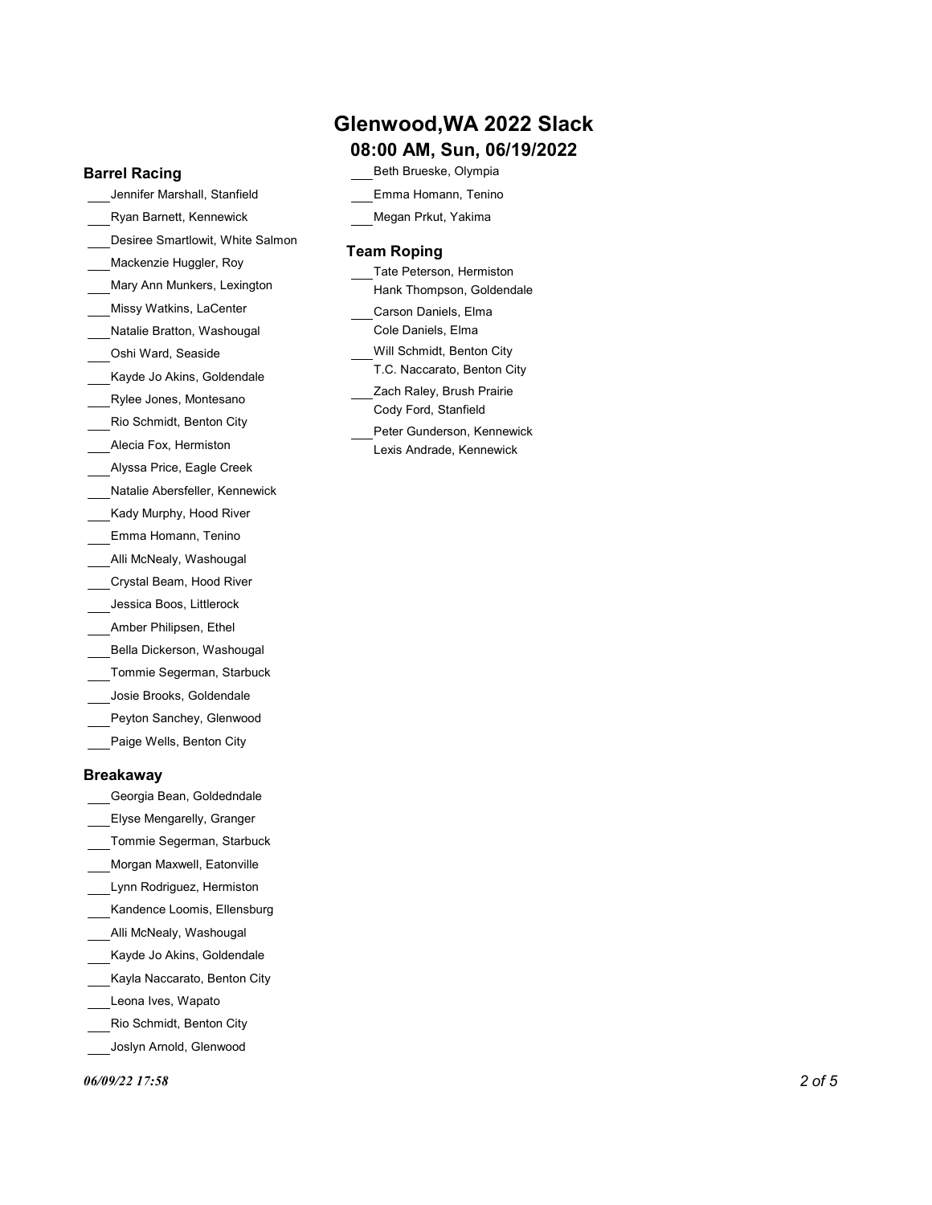# Glenwood,WA 2022 Slack

## 08:00 AM, Sun, 06/19/2022

### Barrel Racing

- ___Jennifer Marshall, Stanfield
- ___Ryan Barnett, Kennewick
- ___Desiree Smartlowit, White Salmon
- ___Mackenzie Huggler, Roy
- ___Mary Ann Munkers, Lexington
- ___Missy Watkins, LaCenter
- ___Natalie Bratton, Washougal
- ___Oshi Ward, Seaside
- ___Kayde Jo Akins, Goldendale
- ___Rylee Jones, Montesano
- ___Rio Schmidt, Benton City
- ___Alecia Fox, Hermiston
- ___Alyssa Price, Eagle Creek
- ___Natalie Abersfeller, Kennewick
- ___Kady Murphy, Hood River
- ___Emma Homann, Tenino
- ___Alli McNealy, Washougal
- ___Crystal Beam, Hood River
- ___Jessica Boos, Littlerock
- ___Amber Philipsen, Ethel
- ___Bella Dickerson, Washougal
- ___Tommie Segerman, Starbuck
- ___Josie Brooks, Goldendale
- ___Peyton Sanchey, Glenwood
- ___Paige Wells, Benton City

### Breakaway

- ___Georgia Bean, Goldedndale
- ___Elyse Mengarelly, Granger
- ___Tommie Segerman, Starbuck
- ___Morgan Maxwell, Eatonville
- ___Lynn Rodriguez, Hermiston
- ___Kandence Loomis, Ellensburg
- ___Alli McNealy, Washougal
- ___Kayde Jo Akins, Goldendale
- ___Kayla Naccarato, Benton City
- ___Leona Ives, Wapato
- ___Rio Schmidt, Benton City
- ___Joslyn Arnold, Glenwood
- ___Beth Brueske, Olympia
- ___Emma Homann, Tenino
- ___Megan Prkut, Yakima

### Team Roping

- ___Tate Peterson, Hermiston
  Hank Thompson, Goldendale
- ___Carson Daniels, Elma
  Cole Daniels, Elma
- ___Will Schmidt, Benton City
  T.C. Naccarato, Benton City
- ___Zach Raley, Brush Prairie
  Cody Ford, Stanfield
- ___Peter Gunderson, Kennewick
  Lexis Andrade, Kennewick

*06/09/22 17:58*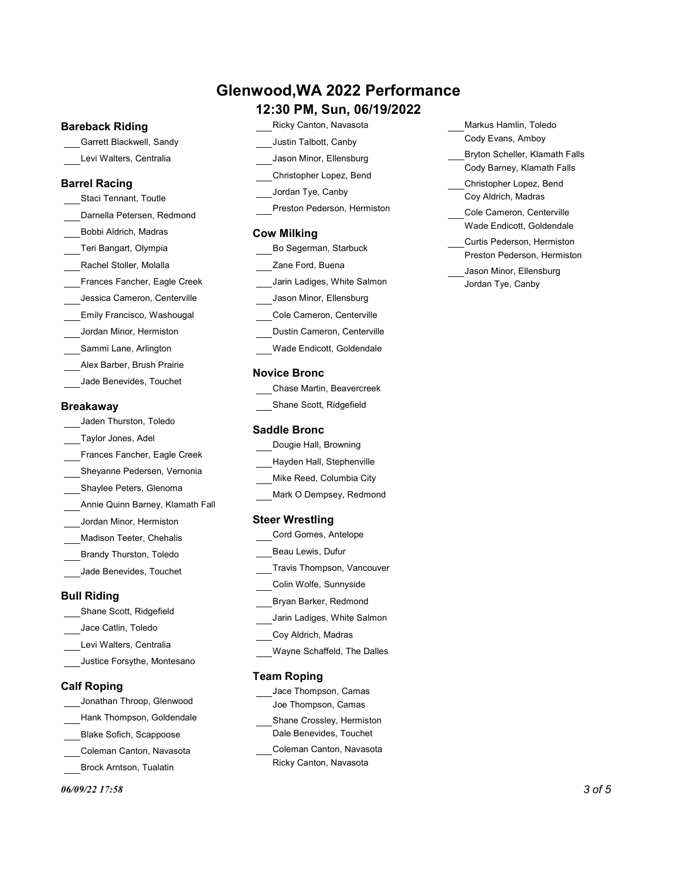# Glenwood,WA 2022 Performance

## 12:30 PM, Sun, 06/19/2022

### Bareback Riding

- ___Garrett Blackwell, Sandy
- ___Levi Walters, Centralia

### Barrel Racing

- ___Staci Tennant, Toutle
- ___Darnella Petersen, Redmond
- ___Bobbi Aldrich, Madras
- ___Teri Bangart, Olympia
- ___Rachel Stoller, Molalla
- ___Frances Fancher, Eagle Creek
- ___Jessica Cameron, Centerville
- ___Emily Francisco, Washougal
- ___Jordan Minor, Hermiston
- ___Sammi Lane, Arlington
- ___Alex Barber, Brush Prairie
- ___Jade Benevides, Touchet

### Breakaway

- ___Jaden Thurston, Toledo
- ___Taylor Jones, Adel
- ___Frances Fancher, Eagle Creek
- ___Sheyanne Pedersen, Vernonia
- ___Shaylee Peters, Glenoma
- ___Annie Quinn Barney, Klamath Fall
- ___Jordan Minor, Hermiston
- ___Madison Teeter, Chehalis
- ___Brandy Thurston, Toledo
- ___Jade Benevides, Touchet

### Bull Riding

- ___Shane Scott, Ridgefield
- ___Jace Catlin, Toledo
- ___Levi Walters, Centralia
- ___Justice Forsythe, Montesano

### Calf Roping

- ___Jonathan Throop, Glenwood
- ___Hank Thompson, Goldendale
- ___Blake Sofich, Scappoose
- ___Coleman Canton, Navasota
- ___Brock Arntson, Tualatin
- ___Ricky Canton, Navasota
- ___Justin Talbott, Canby
- ___Jason Minor, Ellensburg
- ___Christopher Lopez, Bend
- ___Jordan Tye, Canby
- ___Preston Pederson, Hermiston

### Cow Milking

- ___Bo Segerman, Starbuck
- ___Zane Ford, Buena
- ___Jarin Ladiges, White Salmon
- ___Jason Minor, Ellensburg
- ___Cole Cameron, Centerville
- ___Dustin Cameron, Centerville
- ___Wade Endicott, Goldendale

### Novice Bronc

- ___Chase Martin, Beavercreek
- ___Shane Scott, Ridgefield

### Saddle Bronc

- ___Dougie Hall, Browning
- ___Hayden Hall, Stephenville
- ___Mike Reed, Columbia City
- ___Mark O Dempsey, Redmond

### Steer Wrestling

- ___Cord Gomes, Antelope
- ___Beau Lewis, Dufur
- ___Travis Thompson, Vancouver
- ___Colin Wolfe, Sunnyside
- ___Bryan Barker, Redmond
- ___Jarin Ladiges, White Salmon
- ___Coy Aldrich, Madras
- ___Wayne Schaffeld, The Dalles

### Team Roping

- ___Jace Thompson, Camas  
  Joe Thompson, Camas
- ___Shane Crossley, Hermiston  
  Dale Benevides, Touchet
- ___Coleman Canton, Navasota  
  Ricky Canton, Navasota
- ___Markus Hamlin, Toledo  
  Cody Evans, Amboy
- ___Bryton Scheller, Klamath Falls  
  Cody Barney, Klamath Falls
- ___Christopher Lopez, Bend  
  Coy Aldrich, Madras
- ___Cole Cameron, Centerville  
  Wade Endicott, Goldendale
- ___Curtis Pederson, Hermiston  
  Preston Pederson, Hermiston
- ___Jason Minor, Ellensburg  
  Jordan Tye, Canby

*06/09/22 17:58*